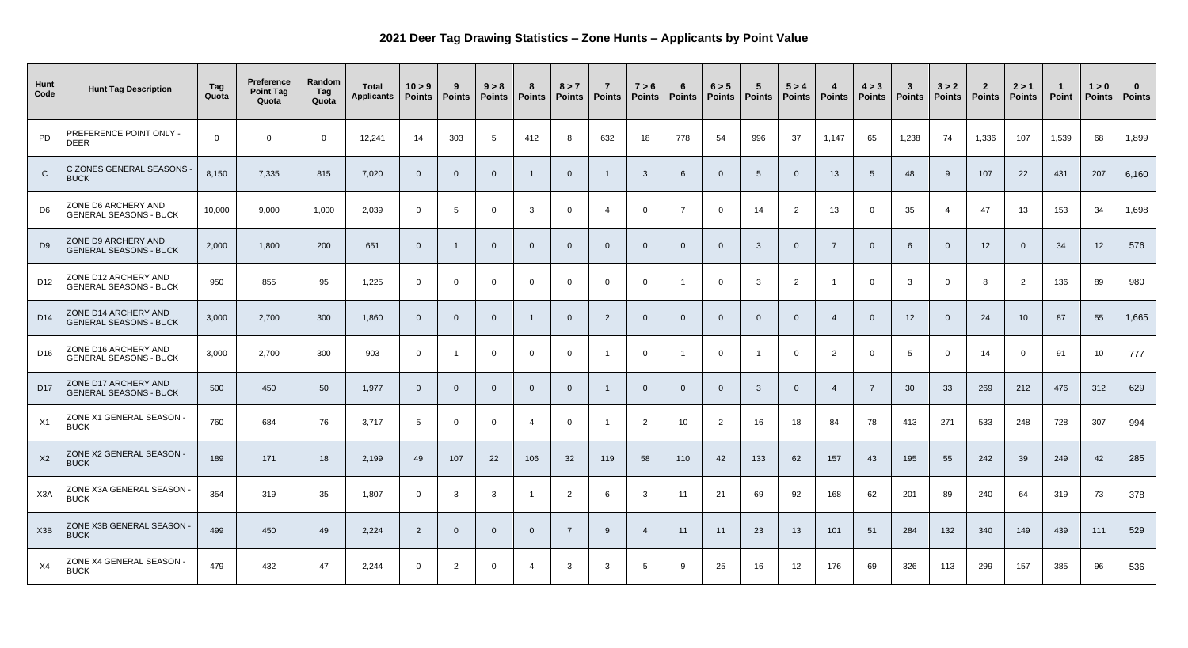# 2021 Deer Tag Drawing Statistics – Zone Hunts – Applicants by Point Value

| Hunt Code | Hunt Tag Description | Tag Quota | Preference Point Tag Quota | Random Tag Quota | Total Applicants | 10 > 9 Points | 9 Points | 9 > 8 Points | 8 Points | 8 > 7 Points | 7 Points | 7 > 6 Points | 6 Points | 6 > 5 Points | 5 Points | 5 > 4 Points | 4 Points | 4 > 3 Points | 3 Points | 3 > 2 Points | 2 Points | 2 > 1 Points | 1 Point | 1 > 0 Points | 0 Points |
|---|---|---|---|---|---|---|---|---|---|---|---|---|---|---|---|---|---|---|---|---|---|---|---|---|---|
| PD | PREFERENCE POINT ONLY - DEER | 0 | 0 | 0 | 12,241 | 14 | 303 | 5 | 412 | 8 | 632 | 18 | 778 | 54 | 996 | 37 | 1,147 | 65 | 1,238 | 74 | 1,336 | 107 | 1,539 | 68 | 1,899 |
| C | C ZONES GENERAL SEASONS - BUCK | 8,150 | 7,335 | 815 | 7,020 | 0 | 0 | 0 | 1 | 0 | 1 | 3 | 6 | 0 | 5 | 0 | 13 | 5 | 48 | 9 | 107 | 22 | 431 | 207 | 6,160 |
| D6 | ZONE D6 ARCHERY AND GENERAL SEASONS - BUCK | 10,000 | 9,000 | 1,000 | 2,039 | 0 | 5 | 0 | 3 | 0 | 4 | 0 | 7 | 0 | 14 | 2 | 13 | 0 | 35 | 4 | 47 | 13 | 153 | 34 | 1,698 |
| D9 | ZONE D9 ARCHERY AND GENERAL SEASONS - BUCK | 2,000 | 1,800 | 200 | 651 | 0 | 1 | 0 | 0 | 0 | 0 | 0 | 0 | 0 | 3 | 0 | 7 | 0 | 6 | 0 | 12 | 0 | 34 | 12 | 576 |
| D12 | ZONE D12 ARCHERY AND GENERAL SEASONS - BUCK | 950 | 855 | 95 | 1,225 | 0 | 0 | 0 | 0 | 0 | 0 | 0 | 1 | 0 | 3 | 2 | 1 | 0 | 3 | 0 | 8 | 2 | 136 | 89 | 980 |
| D14 | ZONE D14 ARCHERY AND GENERAL SEASONS - BUCK | 3,000 | 2,700 | 300 | 1,860 | 0 | 0 | 0 | 1 | 0 | 2 | 0 | 0 | 0 | 0 | 0 | 4 | 0 | 12 | 0 | 24 | 10 | 87 | 55 | 1,665 |
| D16 | ZONE D16 ARCHERY AND GENERAL SEASONS - BUCK | 3,000 | 2,700 | 300 | 903 | 0 | 1 | 0 | 0 | 0 | 1 | 0 | 1 | 0 | 1 | 0 | 2 | 0 | 5 | 0 | 14 | 0 | 91 | 10 | 777 |
| D17 | ZONE D17 ARCHERY AND GENERAL SEASONS - BUCK | 500 | 450 | 50 | 1,977 | 0 | 0 | 0 | 0 | 0 | 1 | 0 | 0 | 0 | 3 | 0 | 4 | 7 | 30 | 33 | 269 | 212 | 476 | 312 | 629 |
| X1 | ZONE X1 GENERAL SEASON - BUCK | 760 | 684 | 76 | 3,717 | 5 | 0 | 0 | 4 | 0 | 1 | 2 | 10 | 2 | 16 | 18 | 84 | 78 | 413 | 271 | 533 | 248 | 728 | 307 | 994 |
| X2 | ZONE X2 GENERAL SEASON - BUCK | 189 | 171 | 18 | 2,199 | 49 | 107 | 22 | 106 | 32 | 119 | 58 | 110 | 42 | 133 | 62 | 157 | 43 | 195 | 55 | 242 | 39 | 249 | 42 | 285 |
| X3A | ZONE X3A GENERAL SEASON - BUCK | 354 | 319 | 35 | 1,807 | 0 | 3 | 3 | 1 | 2 | 6 | 3 | 11 | 21 | 69 | 92 | 168 | 62 | 201 | 89 | 240 | 64 | 319 | 73 | 378 |
| X3B | ZONE X3B GENERAL SEASON - BUCK | 499 | 450 | 49 | 2,224 | 2 | 0 | 0 | 0 | 7 | 9 | 4 | 11 | 11 | 23 | 13 | 101 | 51 | 284 | 132 | 340 | 149 | 439 | 111 | 529 |
| X4 | ZONE X4 GENERAL SEASON - BUCK | 479 | 432 | 47 | 2,244 | 0 | 2 | 0 | 4 | 3 | 3 | 5 | 9 | 25 | 16 | 12 | 176 | 69 | 326 | 113 | 299 | 157 | 385 | 96 | 536 |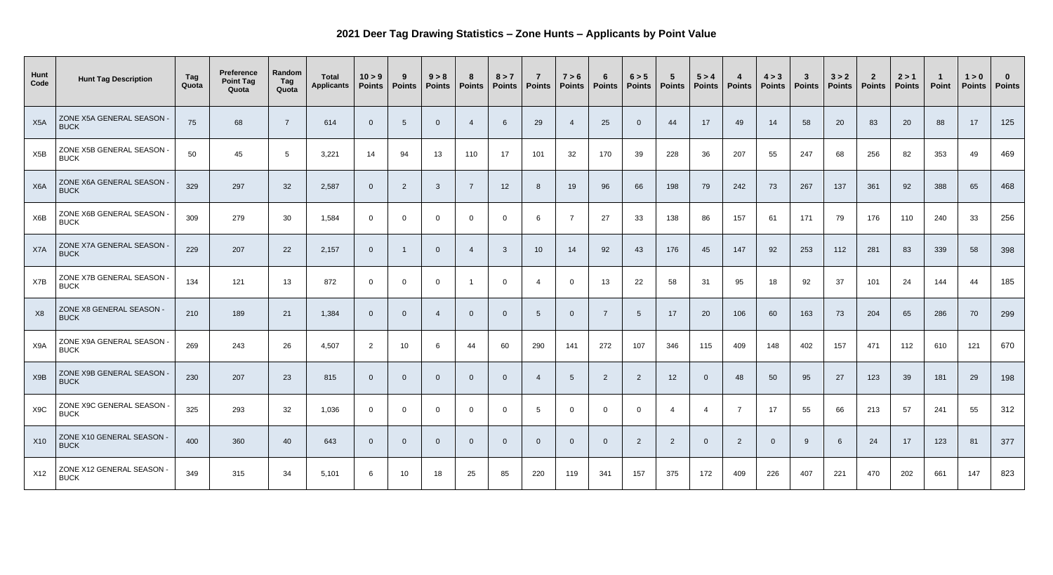# 2021 Deer Tag Drawing Statistics – Zone Hunts – Applicants by Point Value

| Hunt Code | Hunt Tag Description | Tag Quota | Preference Point Tag Quota | Random Tag Quota | Total Applicants | 10 > 9 Points | 9 Points | 9 > 8 Points | 8 Points | 8 > 7 Points | 7 Points | 7 > 6 Points | 6 Points | 6 > 5 Points | 5 Points | 5 > 4 Points | 4 Points | 4 > 3 Points | 3 Points | 3 > 2 Points | 2 Points | 2 > 1 Points | 1 Point | 1 > 0 Points | 0 Points |
|---|---|---|---|---|---|---|---|---|---|---|---|---|---|---|---|---|---|---|---|---|---|---|---|---|---|
| X5A | ZONE X5A GENERAL SEASON - BUCK | 75 | 68 | 7 | 614 | 0 | 5 | 0 | 4 | 6 | 29 | 4 | 25 | 0 | 44 | 17 | 49 | 14 | 58 | 20 | 83 | 20 | 88 | 17 | 125 |
| X5B | ZONE X5B GENERAL SEASON - BUCK | 50 | 45 | 5 | 3,221 | 14 | 94 | 13 | 110 | 17 | 101 | 32 | 170 | 39 | 228 | 36 | 207 | 55 | 247 | 68 | 256 | 82 | 353 | 49 | 469 |
| X6A | ZONE X6A GENERAL SEASON - BUCK | 329 | 297 | 32 | 2,587 | 0 | 2 | 3 | 7 | 12 | 8 | 19 | 96 | 66 | 198 | 79 | 242 | 73 | 267 | 137 | 361 | 92 | 388 | 65 | 468 |
| X6B | ZONE X6B GENERAL SEASON - BUCK | 309 | 279 | 30 | 1,584 | 0 | 0 | 0 | 0 | 0 | 6 | 7 | 27 | 33 | 138 | 86 | 157 | 61 | 171 | 79 | 176 | 110 | 240 | 33 | 256 |
| X7A | ZONE X7A GENERAL SEASON - BUCK | 229 | 207 | 22 | 2,157 | 0 | 1 | 0 | 4 | 3 | 10 | 14 | 92 | 43 | 176 | 45 | 147 | 92 | 253 | 112 | 281 | 83 | 339 | 58 | 398 |
| X7B | ZONE X7B GENERAL SEASON - BUCK | 134 | 121 | 13 | 872 | 0 | 0 | 0 | 1 | 0 | 4 | 0 | 13 | 22 | 58 | 31 | 95 | 18 | 92 | 37 | 101 | 24 | 144 | 44 | 185 |
| X8 | ZONE X8 GENERAL SEASON - BUCK | 210 | 189 | 21 | 1,384 | 0 | 0 | 4 | 0 | 0 | 5 | 0 | 7 | 5 | 17 | 20 | 106 | 60 | 163 | 73 | 204 | 65 | 286 | 70 | 299 |
| X9A | ZONE X9A GENERAL SEASON - BUCK | 269 | 243 | 26 | 4,507 | 2 | 10 | 6 | 44 | 60 | 290 | 141 | 272 | 107 | 346 | 115 | 409 | 148 | 402 | 157 | 471 | 112 | 610 | 121 | 670 |
| X9B | ZONE X9B GENERAL SEASON - BUCK | 230 | 207 | 23 | 815 | 0 | 0 | 0 | 0 | 0 | 4 | 5 | 2 | 2 | 12 | 0 | 48 | 50 | 95 | 27 | 123 | 39 | 181 | 29 | 198 |
| X9C | ZONE X9C GENERAL SEASON - BUCK | 325 | 293 | 32 | 1,036 | 0 | 0 | 0 | 0 | 0 | 5 | 0 | 0 | 0 | 4 | 4 | 7 | 17 | 55 | 66 | 213 | 57 | 241 | 55 | 312 |
| X10 | ZONE X10 GENERAL SEASON - BUCK | 400 | 360 | 40 | 643 | 0 | 0 | 0 | 0 | 0 | 0 | 0 | 0 | 2 | 2 | 0 | 2 | 0 | 9 | 6 | 24 | 17 | 123 | 81 | 377 |
| X12 | ZONE X12 GENERAL SEASON - BUCK | 349 | 315 | 34 | 5,101 | 6 | 10 | 18 | 25 | 85 | 220 | 119 | 341 | 157 | 375 | 172 | 409 | 226 | 407 | 221 | 470 | 202 | 661 | 147 | 823 |